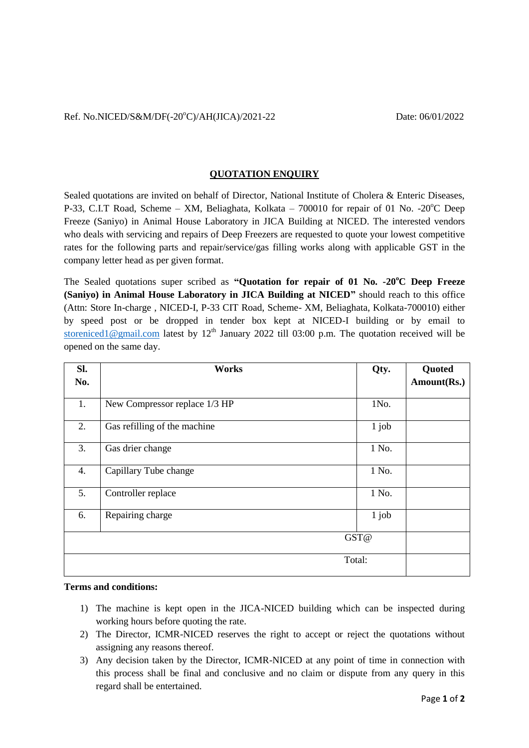Ref. No.NICED/S&M/DF(-20$^{o}$C)/AH(JICA)/2021-22 Date: 06/01/2022

## QUOTATION ENQUIRY

Sealed quotations are invited on behalf of Director, National Institute of Cholera & Enteric Diseases, P-33, C.I.T Road, Scheme – XM, Beliaghata, Kolkata – 700010 for repair of 01 No. -20$^{o}$C Deep Freeze (Saniyo) in Animal House Laboratory in JICA Building at NICED. The interested vendors who deals with servicing and repairs of Deep Freezers are requested to quote your lowest competitive rates for the following parts and repair/service/gas filling works along with applicable GST in the company letter head as per given format.

The Sealed quotations super scribed as **"Quotation for repair of 01 No. -20$^{o}$C Deep Freeze (Saniyo) in Animal House Laboratory in JICA Building at NICED"** should reach to this office (Attn: Store In-charge , NICED-I, P-33 CIT Road, Scheme- XM, Beliaghata, Kolkata-700010) either by speed post or be dropped in tender box kept at NICED-I building or by email to storeniced1@gmail.com latest by 12$^{th}$ January 2022 till 03:00 p.m. The quotation received will be opened on the same day.

| Sl. No. | Works | Qty. | Quoted Amount(Rs.) |
|---|---|---|---|
| 1. | New Compressor replace 1/3 HP | 1No. | |
| 2. | Gas refilling of the machine | 1 job | |
| 3. | Gas drier change | 1 No. | |
| 4. | Capillary Tube change | 1 No. | |
| 5. | Controller replace | 1 No. | |
| 6. | Repairing charge | 1 job | |
| | | GST@ | |
| | | Total: | |

**Terms and conditions:**

1) The machine is kept open in the JICA-NICED building which can be inspected during working hours before quoting the rate.
2) The Director, ICMR-NICED reserves the right to accept or reject the quotations without assigning any reasons thereof.
3) Any decision taken by the Director, ICMR-NICED at any point of time in connection with this process shall be final and conclusive and no claim or dispute from any query in this regard shall be entertained.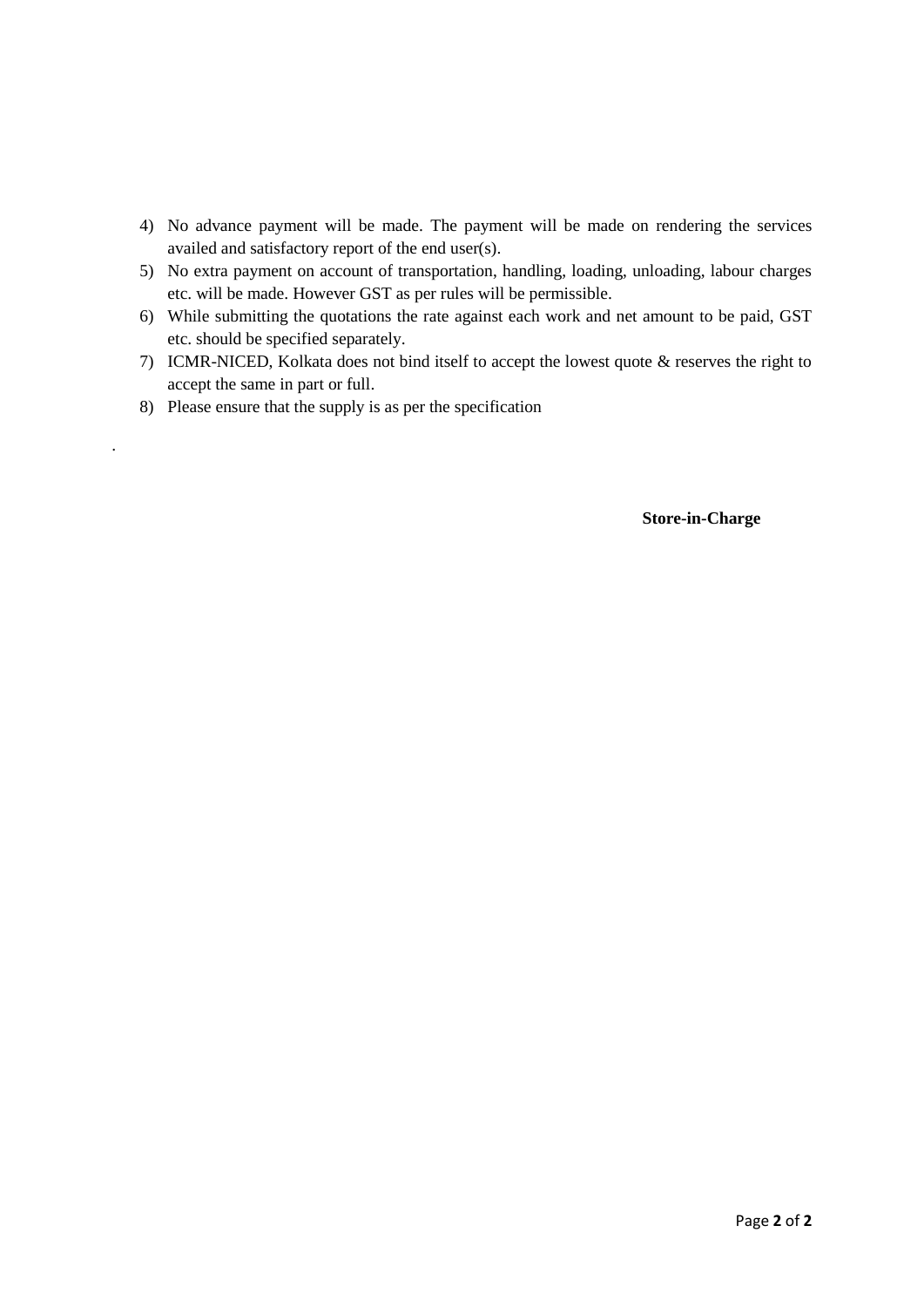4) No advance payment will be made. The payment will be made on rendering the services availed and satisfactory report of the end user(s).
5) No extra payment on account of transportation, handling, loading, unloading, labour charges etc. will be made. However GST as per rules will be permissible.
6) While submitting the quotations the rate against each work and net amount to be paid, GST etc. should be specified separately.
7) ICMR-NICED, Kolkata does not bind itself to accept the lowest quote & reserves the right to accept the same in part or full.
8) Please ensure that the supply is as per the specification

.

**Store-in-Charge**